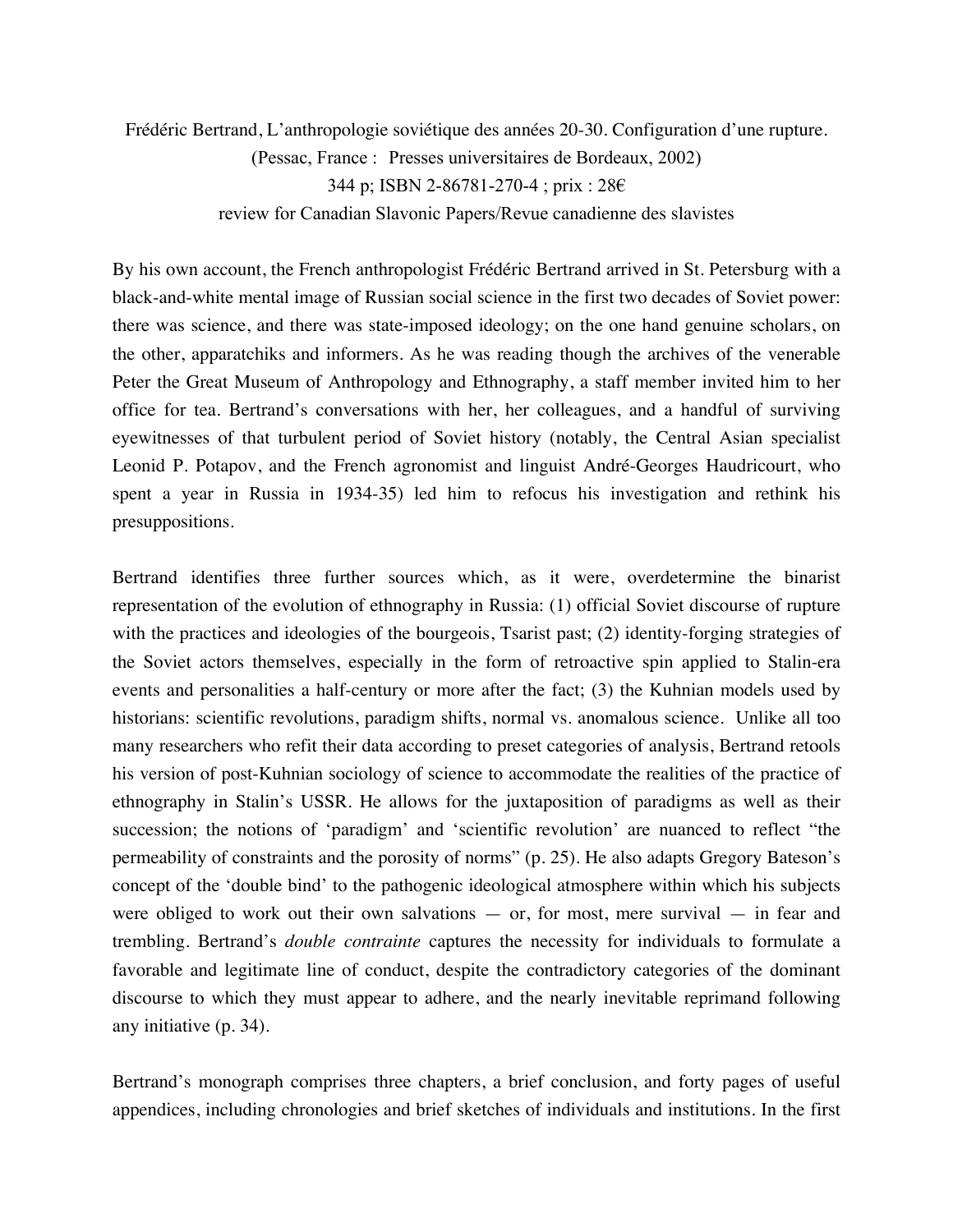Frédéric Bertrand, L'anthropologie soviétique des années 20-30. Configuration d'une rupture.
(Pessac, France : Presses universitaires de Bordeaux, 2002)
344 p; ISBN 2-86781-270-4 ; prix : 28€
review for Canadian Slavonic Papers/Revue canadienne des slavistes

By his own account, the French anthropologist Frédéric Bertrand arrived in St. Petersburg with a black-and-white mental image of Russian social science in the first two decades of Soviet power: there was science, and there was state-imposed ideology; on the one hand genuine scholars, on the other, apparatchiks and informers. As he was reading though the archives of the venerable Peter the Great Museum of Anthropology and Ethnography, a staff member invited him to her office for tea. Bertrand's conversations with her, her colleagues, and a handful of surviving eyewitnesses of that turbulent period of Soviet history (notably, the Central Asian specialist Leonid P. Potapov, and the French agronomist and linguist André-Georges Haudricourt, who spent a year in Russia in 1934-35) led him to refocus his investigation and rethink his presuppositions.

Bertrand identifies three further sources which, as it were, overdetermine the binarist representation of the evolution of ethnography in Russia: (1) official Soviet discourse of rupture with the practices and ideologies of the bourgeois, Tsarist past; (2) identity-forging strategies of the Soviet actors themselves, especially in the form of retroactive spin applied to Stalin-era events and personalities a half-century or more after the fact; (3) the Kuhnian models used by historians: scientific revolutions, paradigm shifts, normal vs. anomalous science. Unlike all too many researchers who refit their data according to preset categories of analysis, Bertrand retools his version of post-Kuhnian sociology of science to accommodate the realities of the practice of ethnography in Stalin's USSR. He allows for the juxtaposition of paradigms as well as their succession; the notions of 'paradigm' and 'scientific revolution' are nuanced to reflect "the permeability of constraints and the porosity of norms" (p. 25). He also adapts Gregory Bateson's concept of the 'double bind' to the pathogenic ideological atmosphere within which his subjects were obliged to work out their own salvations — or, for most, mere survival — in fear and trembling. Bertrand's *double contrainte* captures the necessity for individuals to formulate a favorable and legitimate line of conduct, despite the contradictory categories of the dominant discourse to which they must appear to adhere, and the nearly inevitable reprimand following any initiative (p. 34).

Bertrand's monograph comprises three chapters, a brief conclusion, and forty pages of useful appendices, including chronologies and brief sketches of individuals and institutions. In the first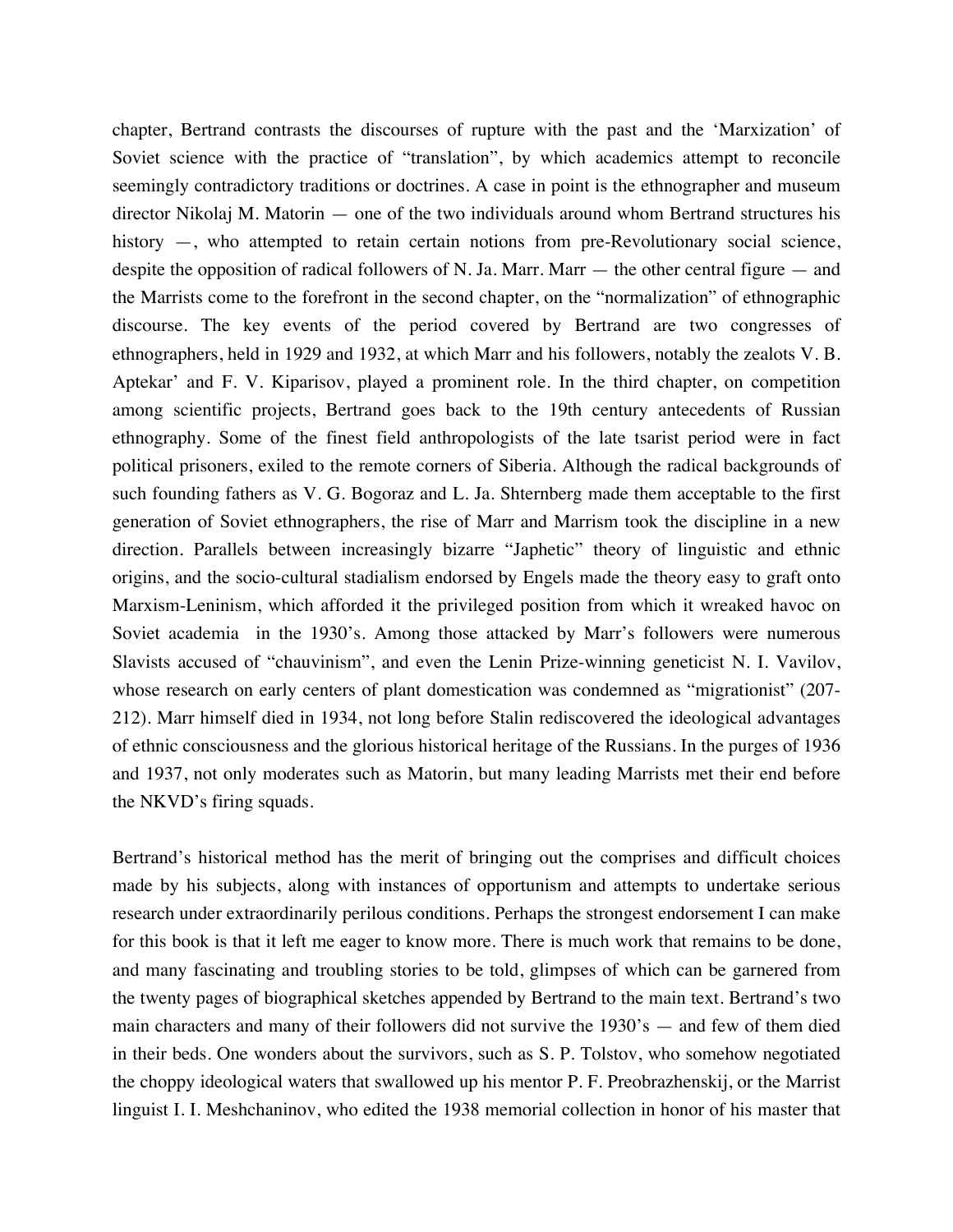chapter, Bertrand contrasts the discourses of rupture with the past and the 'Marxization' of Soviet science with the practice of "translation", by which academics attempt to reconcile seemingly contradictory traditions or doctrines. A case in point is the ethnographer and museum director Nikolaj M. Matorin — one of the two individuals around whom Bertrand structures his history —, who attempted to retain certain notions from pre-Revolutionary social science, despite the opposition of radical followers of N. Ja. Marr. Marr — the other central figure — and the Marrists come to the forefront in the second chapter, on the "normalization" of ethnographic discourse. The key events of the period covered by Bertrand are two congresses of ethnographers, held in 1929 and 1932, at which Marr and his followers, notably the zealots V. B. Aptekar' and F. V. Kiparisov, played a prominent role. In the third chapter, on competition among scientific projects, Bertrand goes back to the 19th century antecedents of Russian ethnography. Some of the finest field anthropologists of the late tsarist period were in fact political prisoners, exiled to the remote corners of Siberia. Although the radical backgrounds of such founding fathers as V. G. Bogoraz and L. Ja. Shternberg made them acceptable to the first generation of Soviet ethnographers, the rise of Marr and Marrism took the discipline in a new direction. Parallels between increasingly bizarre "Japhetic" theory of linguistic and ethnic origins, and the socio-cultural stadialism endorsed by Engels made the theory easy to graft onto Marxism-Leninism, which afforded it the privileged position from which it wreaked havoc on Soviet academia in the 1930's. Among those attacked by Marr's followers were numerous Slavists accused of "chauvinism", and even the Lenin Prize-winning geneticist N. I. Vavilov, whose research on early centers of plant domestication was condemned as "migrationist" (207-212). Marr himself died in 1934, not long before Stalin rediscovered the ideological advantages of ethnic consciousness and the glorious historical heritage of the Russians. In the purges of 1936 and 1937, not only moderates such as Matorin, but many leading Marrists met their end before the NKVD's firing squads.

Bertrand's historical method has the merit of bringing out the comprises and difficult choices made by his subjects, along with instances of opportunism and attempts to undertake serious research under extraordinarily perilous conditions. Perhaps the strongest endorsement I can make for this book is that it left me eager to know more. There is much work that remains to be done, and many fascinating and troubling stories to be told, glimpses of which can be garnered from the twenty pages of biographical sketches appended by Bertrand to the main text. Bertrand's two main characters and many of their followers did not survive the 1930's — and few of them died in their beds. One wonders about the survivors, such as S. P. Tolstov, who somehow negotiated the choppy ideological waters that swallowed up his mentor P. F. Preobrazhenskij, or the Marrist linguist I. I. Meshchaninov, who edited the 1938 memorial collection in honor of his master that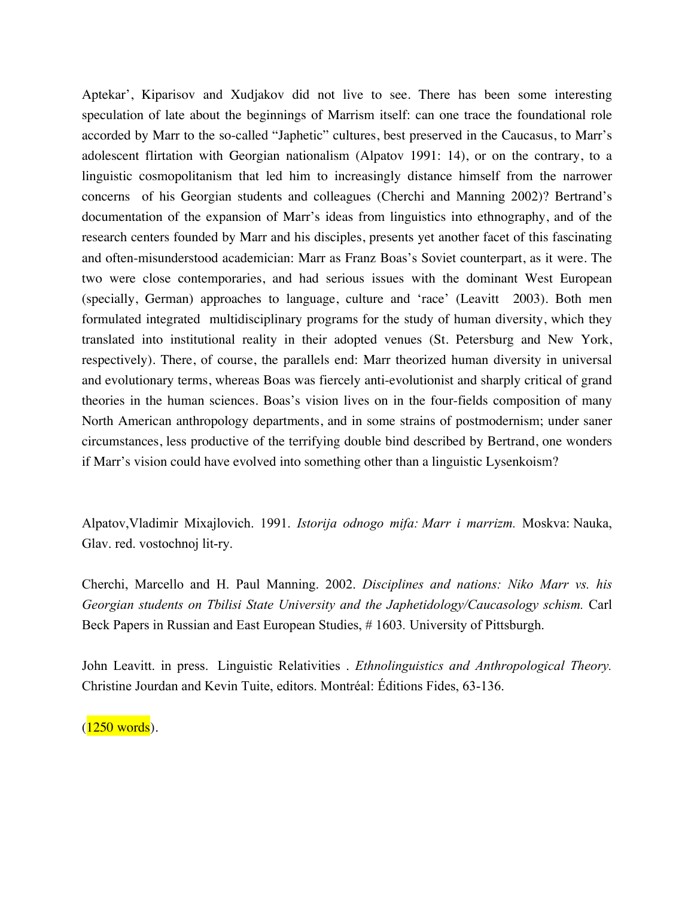Aptekar', Kiparisov and Xudjakov did not live to see. There has been some interesting speculation of late about the beginnings of Marrism itself: can one trace the foundational role accorded by Marr to the so-called "Japhetic" cultures, best preserved in the Caucasus, to Marr's adolescent flirtation with Georgian nationalism (Alpatov 1991: 14), or on the contrary, to a linguistic cosmopolitanism that led him to increasingly distance himself from the narrower concerns of his Georgian students and colleagues (Cherchi and Manning 2002)? Bertrand's documentation of the expansion of Marr's ideas from linguistics into ethnography, and of the research centers founded by Marr and his disciples, presents yet another facet of this fascinating and often-misunderstood academician: Marr as Franz Boas's Soviet counterpart, as it were. The two were close contemporaries, and had serious issues with the dominant West European (specially, German) approaches to language, culture and 'race' (Leavitt 2003). Both men formulated integrated multidisciplinary programs for the study of human diversity, which they translated into institutional reality in their adopted venues (St. Petersburg and New York, respectively). There, of course, the parallels end: Marr theorized human diversity in universal and evolutionary terms, whereas Boas was fiercely anti-evolutionist and sharply critical of grand theories in the human sciences. Boas's vision lives on in the four-fields composition of many North American anthropology departments, and in some strains of postmodernism; under saner circumstances, less productive of the terrifying double bind described by Bertrand, one wonders if Marr's vision could have evolved into something other than a linguistic Lysenkoism?

Alpatov,Vladimir Mixajlovich. 1991. *Istorija odnogo mifa: Marr i marrizm.* Moskva: Nauka, Glav. red. vostochnoj lit-ry.

Cherchi, Marcello and H. Paul Manning. 2002. *Disciplines and nations: Niko Marr vs. his Georgian students on Tbilisi State University and the Japhetidology/Caucasology schism.* Carl Beck Papers in Russian and East European Studies, # 1603. University of Pittsburgh.

John Leavitt. in press. Linguistic Relativities . *Ethnolinguistics and Anthropological Theory.* Christine Jourdan and Kevin Tuite, editors. Montréal: Éditions Fides, 63-136.

(1250 words).